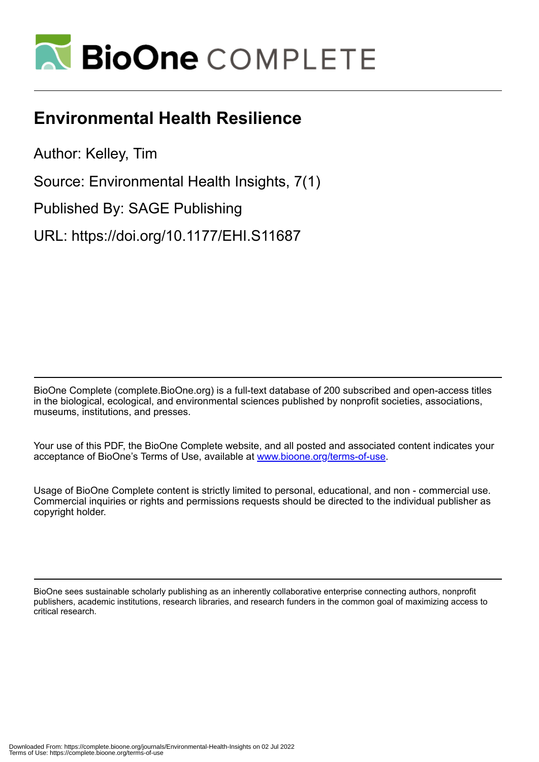# Environmental Health Resilience

Author: Kelley, Tim

Source: Environmental Health Insights, 7(1)

Published By: SAGE Publishing

URL: https://doi.org/10.1177/EHI.S11687

BioOne Complete (complete.BioOne.org) is a full-text database of 200 subscribed and open-access titles in the biological, ecological, and environmental sciences published by nonprofit societies, associations, museums, institutions, and presses.

Your use of this PDF, the BioOne Complete website, and all posted and associated content indicates your acceptance of BioOne's Terms of Use, available at www.bioone.org/terms-of-use.

Usage of BioOne Complete content is strictly limited to personal, educational, and non - commercial use. Commercial inquiries or rights and permissions requests should be directed to the individual publisher as copyright holder.

BioOne sees sustainable scholarly publishing as an inherently collaborative enterprise connecting authors, nonprofit publishers, academic institutions, research libraries, and research funders in the common goal of maximizing access to critical research.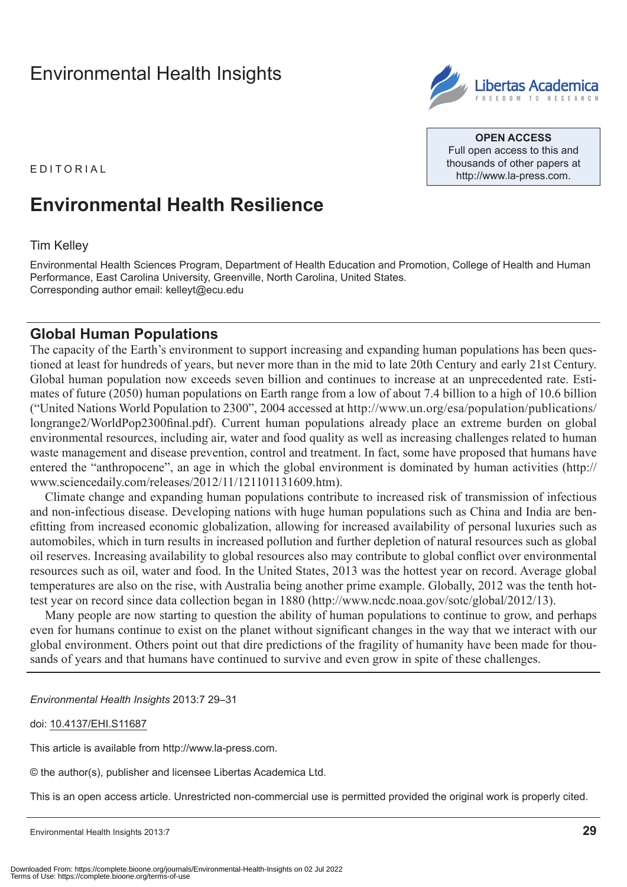Environmental Health Insights

EDITORIAL

OPEN ACCESS
Full open access to this and thousands of other papers at http://www.la-press.com.

# Environmental Health Resilience

Tim Kelley

Environmental Health Sciences Program, Department of Health Education and Promotion, College of Health and Human Performance, East Carolina University, Greenville, North Carolina, United States.
Corresponding author email: kelleyt@ecu.edu

## Global Human Populations

The capacity of the Earth's environment to support increasing and expanding human populations has been questioned at least for hundreds of years, but never more than in the mid to late 20th Century and early 21st Century. Global human population now exceeds seven billion and continues to increase at an unprecedented rate. Estimates of future (2050) human populations on Earth range from a low of about 7.4 billion to a high of 10.6 billion ("United Nations World Population to 2300", 2004 accessed at http://www.un.org/esa/population/publications/longrange2/WorldPop2300final.pdf). Current human populations already place an extreme burden on global environmental resources, including air, water and food quality as well as increasing challenges related to human waste management and disease prevention, control and treatment. In fact, some have proposed that humans have entered the "anthropocene", an age in which the global environment is dominated by human activities (http://www.sciencedaily.com/releases/2012/11/121101131609.htm).

Climate change and expanding human populations contribute to increased risk of transmission of infectious and non-infectious disease. Developing nations with huge human populations such as China and India are benefitting from increased economic globalization, allowing for increased availability of personal luxuries such as automobiles, which in turn results in increased pollution and further depletion of natural resources such as global oil reserves. Increasing availability to global resources also may contribute to global conflict over environmental resources such as oil, water and food. In the United States, 2013 was the hottest year on record. Average global temperatures are also on the rise, with Australia being another prime example. Globally, 2012 was the tenth hottest year on record since data collection began in 1880 (http://www.ncdc.noaa.gov/sotc/global/2012/13).

Many people are now starting to question the ability of human populations to continue to grow, and perhaps even for humans continue to exist on the planet without significant changes in the way that we interact with our global environment. Others point out that dire predictions of the fragility of humanity have been made for thousands of years and that humans have continued to survive and even grow in spite of these challenges.

*Environmental Health Insights* 2013:7 29–31

doi: 10.4137/EHI.S11687

This article is available from http://www.la-press.com.

© the author(s), publisher and licensee Libertas Academica Ltd.

This is an open access article. Unrestricted non-commercial use is permitted provided the original work is properly cited.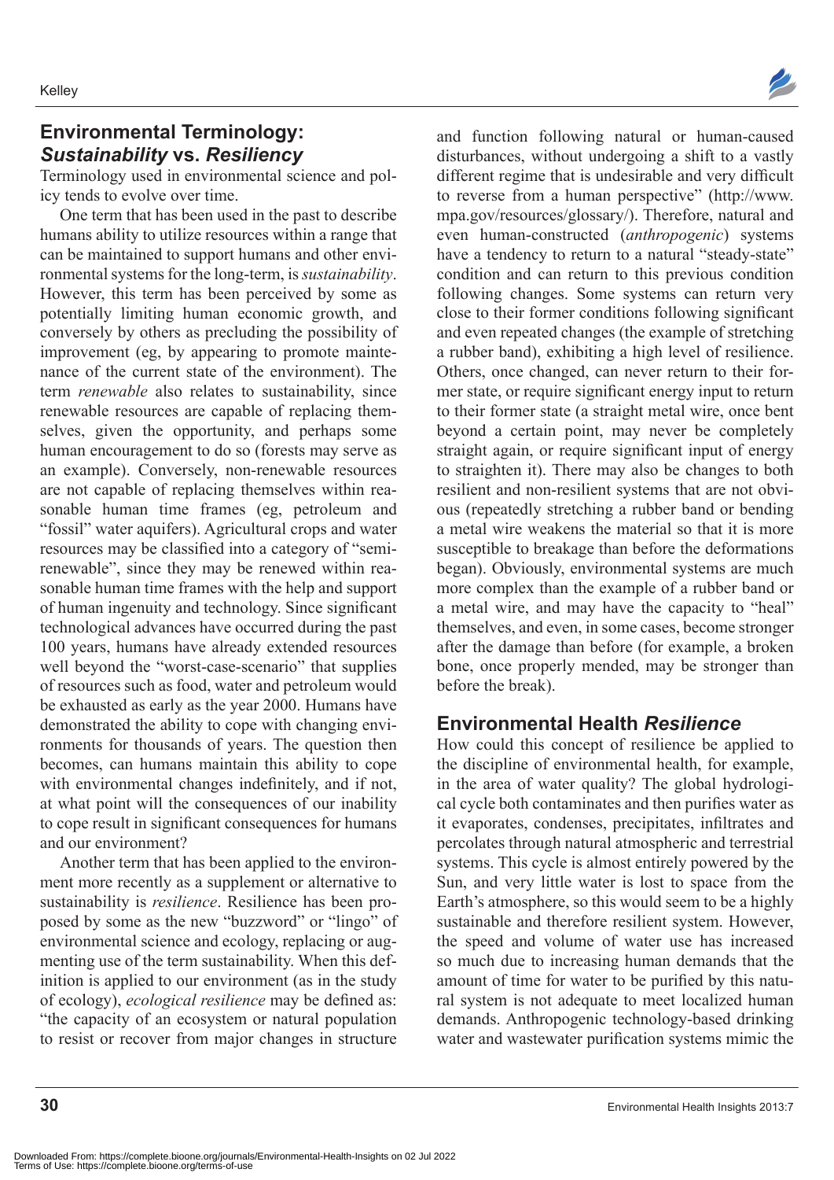## Environmental Terminology: *Sustainability* vs. *Resiliency*

Terminology used in environmental science and policy tends to evolve over time.

One term that has been used in the past to describe humans ability to utilize resources within a range that can be maintained to support humans and other environmental systems for the long-term, is *sustainability*. However, this term has been perceived by some as potentially limiting human economic growth, and conversely by others as precluding the possibility of improvement (eg, by appearing to promote maintenance of the current state of the environment). The term *renewable* also relates to sustainability, since renewable resources are capable of replacing themselves, given the opportunity, and perhaps some human encouragement to do so (forests may serve as an example). Conversely, non-renewable resources are not capable of replacing themselves within reasonable human time frames (eg, petroleum and "fossil" water aquifers). Agricultural crops and water resources may be classified into a category of "semi-renewable", since they may be renewed within reasonable human time frames with the help and support of human ingenuity and technology. Since significant technological advances have occurred during the past 100 years, humans have already extended resources well beyond the "worst-case-scenario" that supplies of resources such as food, water and petroleum would be exhausted as early as the year 2000. Humans have demonstrated the ability to cope with changing environments for thousands of years. The question then becomes, can humans maintain this ability to cope with environmental changes indefinitely, and if not, at what point will the consequences of our inability to cope result in significant consequences for humans and our environment?

Another term that has been applied to the environment more recently as a supplement or alternative to sustainability is *resilience*. Resilience has been proposed by some as the new "buzzword" or "lingo" of environmental science and ecology, replacing or augmenting use of the term sustainability. When this definition is applied to our environment (as in the study of ecology), *ecological resilience* may be defined as: "the capacity of an ecosystem or natural population to resist or recover from major changes in structure and function following natural or human-caused disturbances, without undergoing a shift to a vastly different regime that is undesirable and very difficult to reverse from a human perspective" (http://www.mpa.gov/resources/glossary/). Therefore, natural and even human-constructed (*anthropogenic*) systems have a tendency to return to a natural "steady-state" condition and can return to this previous condition following changes. Some systems can return very close to their former conditions following significant and even repeated changes (the example of stretching a rubber band), exhibiting a high level of resilience. Others, once changed, can never return to their former state, or require significant energy input to return to their former state (a straight metal wire, once bent beyond a certain point, may never be completely straight again, or require significant input of energy to straighten it). There may also be changes to both resilient and non-resilient systems that are not obvious (repeatedly stretching a rubber band or bending a metal wire weakens the material so that it is more susceptible to breakage than before the deformations began). Obviously, environmental systems are much more complex than the example of a rubber band or a metal wire, and may have the capacity to "heal" themselves, and even, in some cases, become stronger after the damage than before (for example, a broken bone, once properly mended, may be stronger than before the break).

## Environmental Health *Resilience*

How could this concept of resilience be applied to the discipline of environmental health, for example, in the area of water quality? The global hydrological cycle both contaminates and then purifies water as it evaporates, condenses, precipitates, infiltrates and percolates through natural atmospheric and terrestrial systems. This cycle is almost entirely powered by the Sun, and very little water is lost to space from the Earth's atmosphere, so this would seem to be a highly sustainable and therefore resilient system. However, the speed and volume of water use has increased so much due to increasing human demands that the amount of time for water to be purified by this natural system is not adequate to meet localized human demands. Anthropogenic technology-based drinking water and wastewater purification systems mimic the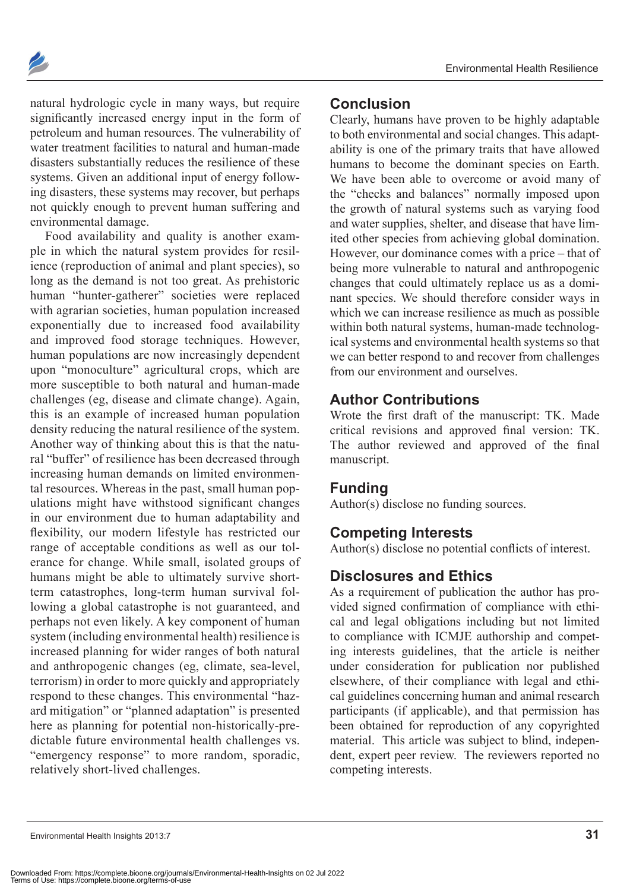natural hydrologic cycle in many ways, but require significantly increased energy input in the form of petroleum and human resources. The vulnerability of water treatment facilities to natural and human-made disasters substantially reduces the resilience of these systems. Given an additional input of energy following disasters, these systems may recover, but perhaps not quickly enough to prevent human suffering and environmental damage.

Food availability and quality is another example in which the natural system provides for resilience (reproduction of animal and plant species), so long as the demand is not too great. As prehistoric human "hunter-gatherer" societies were replaced with agrarian societies, human population increased exponentially due to increased food availability and improved food storage techniques. However, human populations are now increasingly dependent upon "monoculture" agricultural crops, which are more susceptible to both natural and human-made challenges (eg, disease and climate change). Again, this is an example of increased human population density reducing the natural resilience of the system. Another way of thinking about this is that the natural "buffer" of resilience has been decreased through increasing human demands on limited environmental resources. Whereas in the past, small human populations might have withstood significant changes in our environment due to human adaptability and flexibility, our modern lifestyle has restricted our range of acceptable conditions as well as our tolerance for change. While small, isolated groups of humans might be able to ultimately survive short-term catastrophes, long-term human survival following a global catastrophe is not guaranteed, and perhaps not even likely. A key component of human system (including environmental health) resilience is increased planning for wider ranges of both natural and anthropogenic changes (eg, climate, sea-level, terrorism) in order to more quickly and appropriately respond to these changes. This environmental "hazard mitigation" or "planned adaptation" is presented here as planning for potential non-historically-predictable future environmental health challenges vs. "emergency response" to more random, sporadic, relatively short-lived challenges.

## Conclusion

Clearly, humans have proven to be highly adaptable to both environmental and social changes. This adaptability is one of the primary traits that have allowed humans to become the dominant species on Earth. We have been able to overcome or avoid many of the "checks and balances" normally imposed upon the growth of natural systems such as varying food and water supplies, shelter, and disease that have limited other species from achieving global domination. However, our dominance comes with a price – that of being more vulnerable to natural and anthropogenic changes that could ultimately replace us as a dominant species. We should therefore consider ways in which we can increase resilience as much as possible within both natural systems, human-made technological systems and environmental health systems so that we can better respond to and recover from challenges from our environment and ourselves.

## Author Contributions

Wrote the first draft of the manuscript: TK. Made critical revisions and approved final version: TK. The author reviewed and approved of the final manuscript.

## Funding

Author(s) disclose no funding sources.

## Competing Interests

Author(s) disclose no potential conflicts of interest.

## Disclosures and Ethics

As a requirement of publication the author has provided signed confirmation of compliance with ethical and legal obligations including but not limited to compliance with ICMJE authorship and competing interests guidelines, that the article is neither under consideration for publication nor published elsewhere, of their compliance with legal and ethical guidelines concerning human and animal research participants (if applicable), and that permission has been obtained for reproduction of any copyrighted material. This article was subject to blind, independent, expert peer review. The reviewers reported no competing interests.